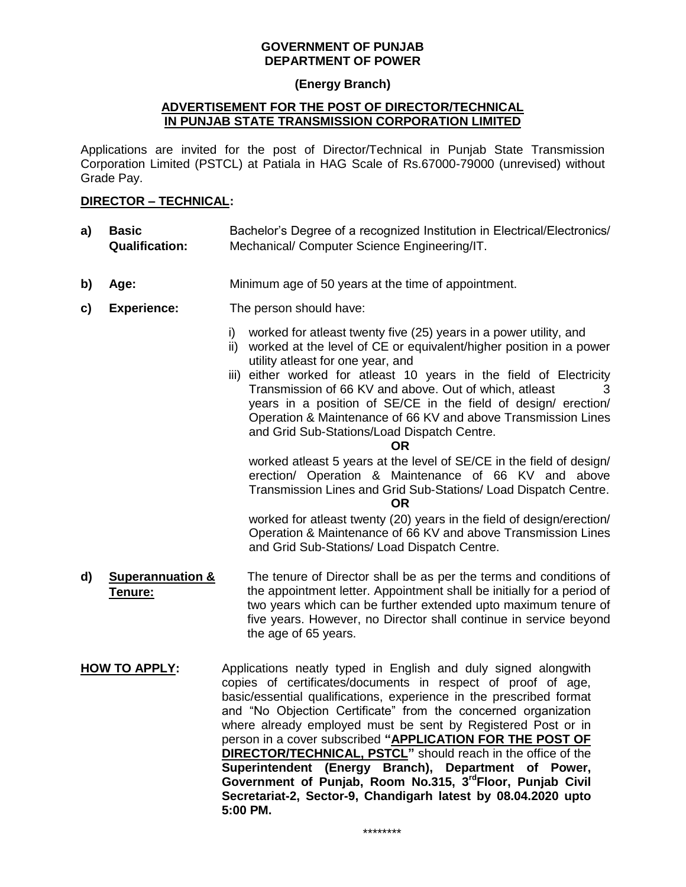**GOVERNMENT OF PUNJAB**
**DEPARTMENT OF POWER**

**(Energy Branch)**

**ADVERTISEMENT FOR THE POST OF DIRECTOR/TECHNICAL IN PUNJAB STATE TRANSMISSION CORPORATION LIMITED**

Applications are invited for the post of Director/Technical in Punjab State Transmission Corporation Limited (PSTCL) at Patiala in HAG Scale of Rs.67000-79000 (unrevised) without Grade Pay.

**DIRECTOR – TECHNICAL:**

**a) Basic Qualification:** Bachelor's Degree of a recognized Institution in Electrical/Electronics/ Mechanical/ Computer Science Engineering/IT.

**b) Age:** Minimum age of 50 years at the time of appointment.

**c) Experience:** The person should have:

i) worked for atleast twenty five (25) years in a power utility, and

ii) worked at the level of CE or equivalent/higher position in a power utility atleast for one year, and

iii) either worked for atleast 10 years in the field of Electricity Transmission of 66 KV and above. Out of which, atleast 3 years in a position of SE/CE in the field of design/ erection/ Operation & Maintenance of 66 KV and above Transmission Lines and Grid Sub-Stations/Load Dispatch Centre.

**OR**

worked atleast 5 years at the level of SE/CE in the field of design/ erection/ Operation & Maintenance of 66 KV and above Transmission Lines and Grid Sub-Stations/ Load Dispatch Centre.

**OR**

worked for atleast twenty (20) years in the field of design/erection/ Operation & Maintenance of 66 KV and above Transmission Lines and Grid Sub-Stations/ Load Dispatch Centre.

**d) Superannuation & Tenure:** The tenure of Director shall be as per the terms and conditions of the appointment letter. Appointment shall be initially for a period of two years which can be further extended upto maximum tenure of five years. However, no Director shall continue in service beyond the age of 65 years.

**HOW TO APPLY:** Applications neatly typed in English and duly signed alongwith copies of certificates/documents in respect of proof of age, basic/essential qualifications, experience in the prescribed format and "No Objection Certificate" from the concerned organization where already employed must be sent by Registered Post or in person in a cover subscribed **"APPLICATION FOR THE POST OF DIRECTOR/TECHNICAL, PSTCL"** should reach in the office of the **Superintendent (Energy Branch), Department of Power, Government of Punjab, Room No.315, 3rd Floor, Punjab Civil Secretariat-2, Sector-9, Chandigarh latest by 08.04.2020 upto 5:00 PM.**

\*\*\*\*\*\*\*\*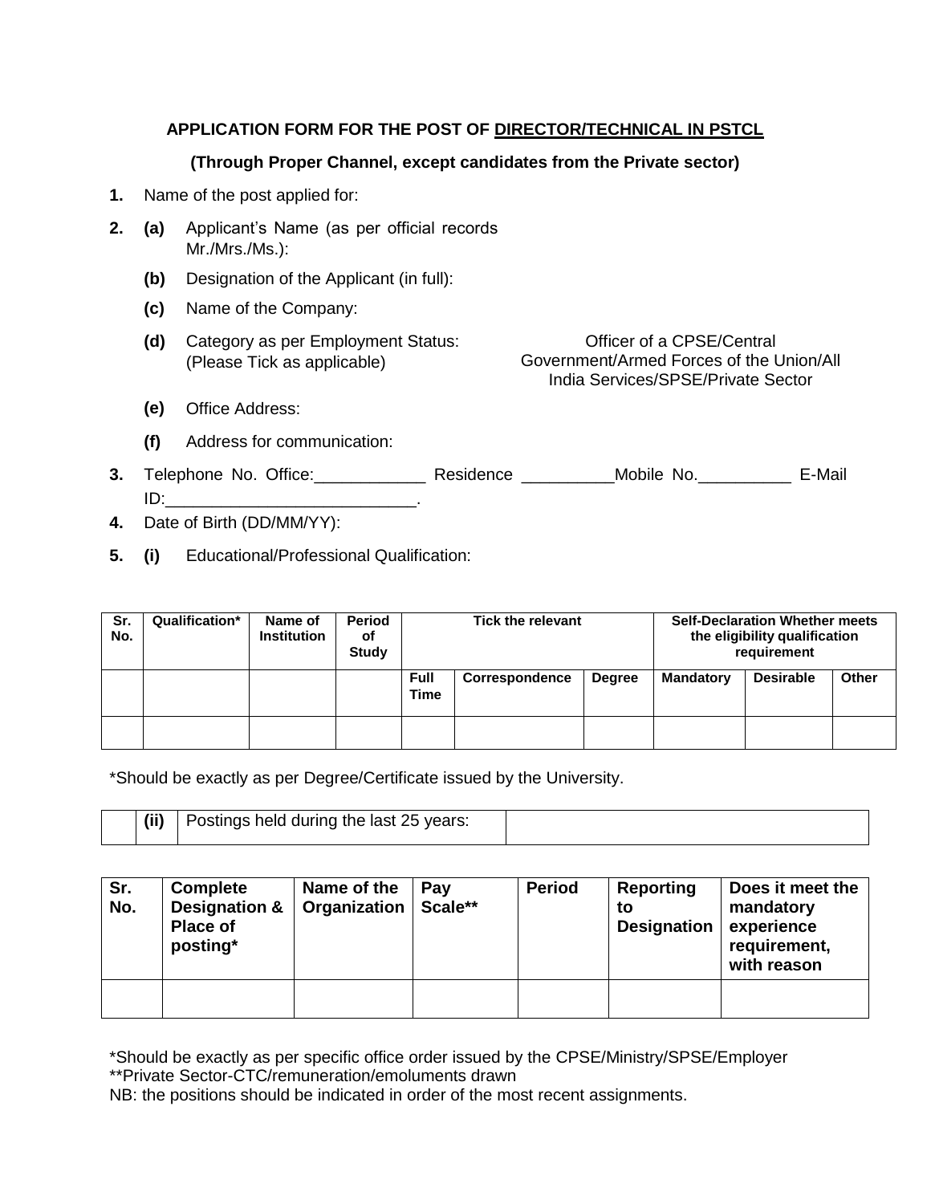**APPLICATION FORM FOR THE POST OF DIRECTOR/TECHNICAL IN PSTCL**

**(Through Proper Channel, except candidates from the Private sector)**

**1.** Name of the post applied for:

**2.** **(a)** Applicant's Name (as per official records Mr./Mrs./Ms.):

**(b)** Designation of the Applicant (in full):

**(c)** Name of the Company:

**(d)** Category as per Employment Status: (Please Tick as applicable) — Officer of a CPSE/Central Government/Armed Forces of the Union/All India Services/SPSE/Private Sector

**(e)** Office Address:

**(f)** Address for communication:

**3.** Telephone No. Office:____________ Residence __________Mobile No.__________ E-Mail ID:___________________________.

**4.** Date of Birth (DD/MM/YY):

**5.** **(i)** Educational/Professional Qualification:

| Sr. No. | Qualification* | Name of Institution | Period of Study | Tick the relevant | | | Self-Declaration Whether meets the eligibility qualification requirement | | |
|---|---|---|---|---|---|---|---|---|---|
| | | | | Full Time | Correspondence | Degree | Mandatory | Desirable | Other |
| | | | | | | | | | |

*Should be exactly as per Degree/Certificate issued by the University.

| | (ii) | Postings held during the last 25 years: | |
|---|---|---|---|

| Sr. No. | Complete Designation & Place of posting* | Name of the Organization | Pay Scale** | Period | Reporting to Designation | Does it meet the mandatory experience requirement, with reason |
|---|---|---|---|---|---|---|
| | | | | | | |

*Should be exactly as per specific office order issued by the CPSE/Ministry/SPSE/Employer
**Private Sector-CTC/remuneration/emoluments drawn
NB: the positions should be indicated in order of the most recent assignments.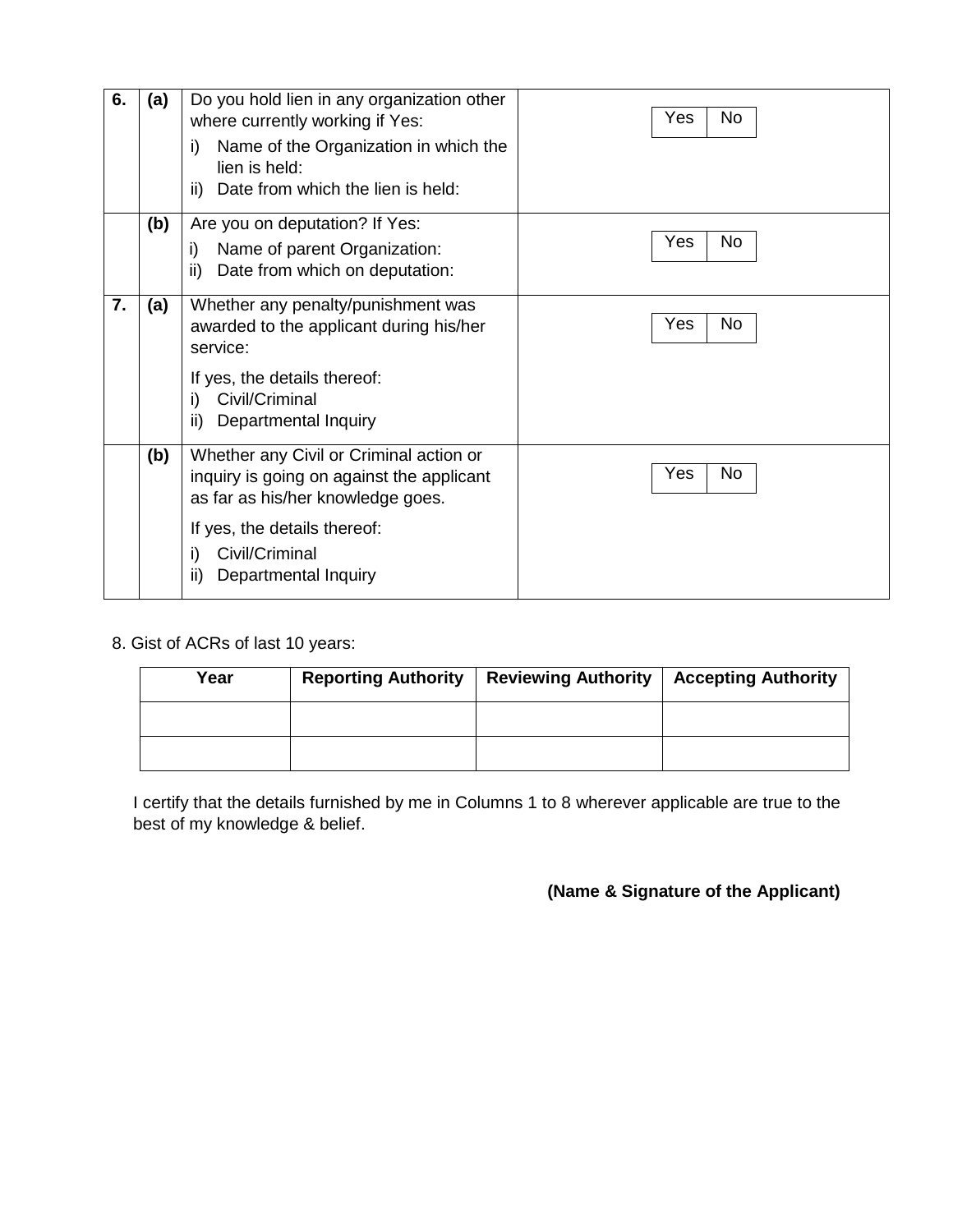| | | | |
|---|---|---|---|
| **6.** | **(a)** | Do you hold lien in any organization other where currently working if Yes:<br>i) Name of the Organization in which the lien is held:<br>ii) Date from which the lien is held: | Yes / No |
| | **(b)** | Are you on deputation? If Yes:<br>i) Name of parent Organization:<br>ii) Date from which on deputation: | Yes / No |
| **7.** | **(a)** | Whether any penalty/punishment was awarded to the applicant during his/her service:<br>If yes, the details thereof:<br>i) Civil/Criminal<br>ii) Departmental Inquiry | Yes / No |
| | **(b)** | Whether any Civil or Criminal action or inquiry is going on against the applicant as far as his/her knowledge goes.<br>If yes, the details thereof:<br>i) Civil/Criminal<br>ii) Departmental Inquiry | Yes / No |

8. Gist of ACRs of last 10 years:

| Year | Reporting Authority | Reviewing Authority | Accepting Authority |
|---|---|---|---|
| | | | |
| | | | |

I certify that the details furnished by me in Columns 1 to 8 wherever applicable are true to the best of my knowledge & belief.

**(Name & Signature of the Applicant)**